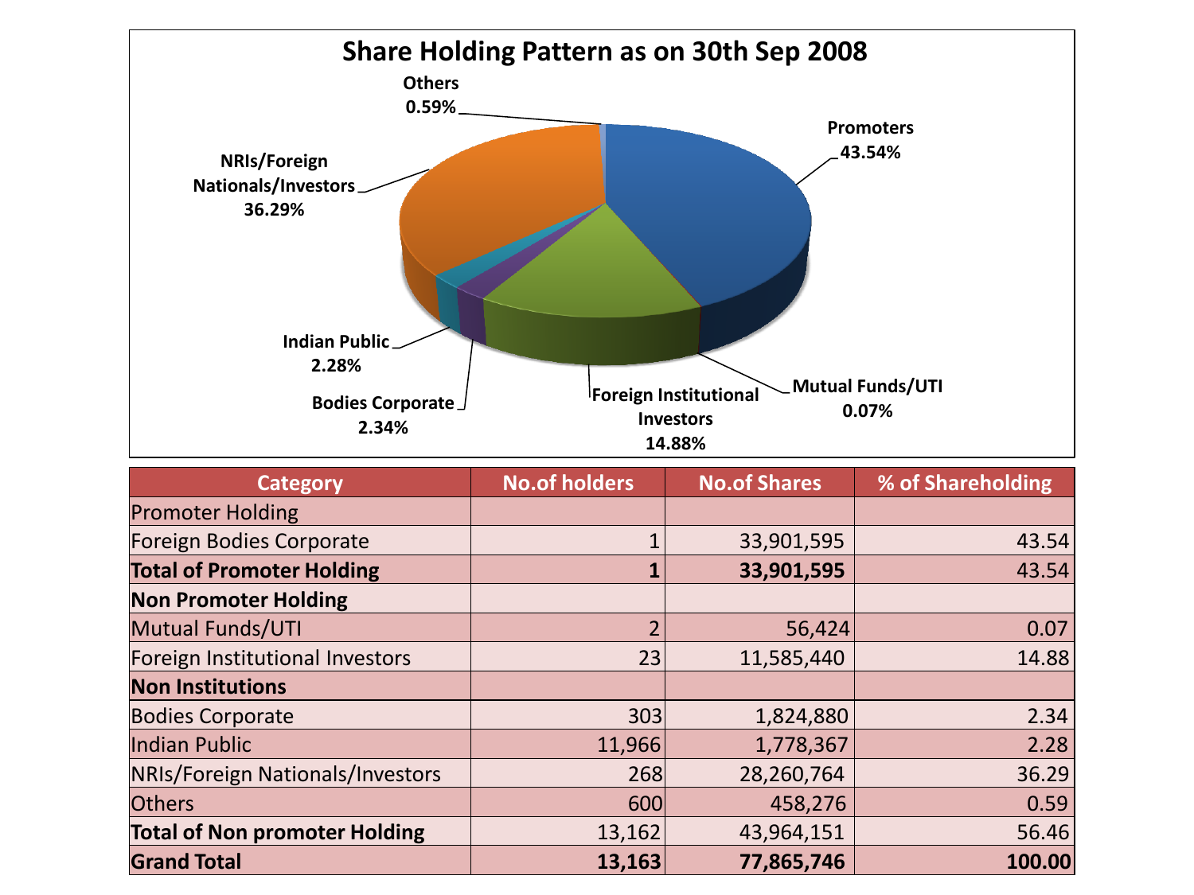# Share Holding Pattern as on 30th Sep 2008

Others 0.59%

Promoters 43.54%

NRIs/Foreign Nationals/Investors 36.29%

Indian Public 2.28%

Bodies Corporate 2.34%

Foreign Institutional Investors 14.88%

Mutual Funds/UTI 0.07%

| Category | No.of holders | No.of Shares | % of Shareholding |
|---|---|---|---|
| Promoter Holding | | | |
| Foreign Bodies Corporate | 1 | 33,901,595 | 43.54 |
| **Total of Promoter Holding** | **1** | **33,901,595** | 43.54 |
| **Non Promoter Holding** | | | |
| Mutual Funds/UTI | 2 | 56,424 | 0.07 |
| Foreign Institutional Investors | 23 | 11,585,440 | 14.88 |
| **Non Institutions** | | | |
| Bodies Corporate | 303 | 1,824,880 | 2.34 |
| Indian Public | 11,966 | 1,778,367 | 2.28 |
| NRIs/Foreign Nationals/Investors | 268 | 28,260,764 | 36.29 |
| Others | 600 | 458,276 | 0.59 |
| **Total of Non promoter Holding** | 13,162 | 43,964,151 | 56.46 |
| **Grand Total** | **13,163** | **77,865,746** | **100.00** |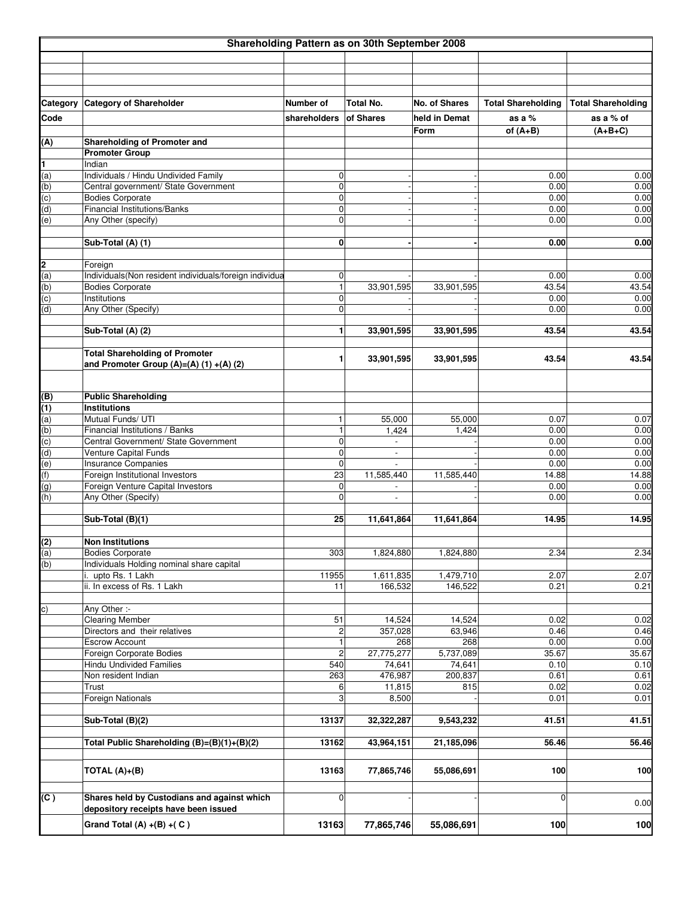| Shareholding Pattern as on 30th September 2008 | | | | | | |
|---|---|---|---|---|---|---|
| **Category Code** | **Category of Shareholder** | **Number of shareholders** | **Total No. of Shares** | **No. of Shares held in Demat Form** | **Total Shareholding as a % of (A+B)** | **Total Shareholding as a % of (A+B+C)** |
| **(A)** | **Shareholding of Promoter and Promoter Group** | | | | | |
| **1** | Indian | | | | | |
| (a) | Individuals / Hindu Undivided Family | 0 | - | - | 0.00 | 0.00 |
| (b) | Central government/ State Government | 0 | - | - | 0.00 | 0.00 |
| (c) | Bodies Corporate | 0 | - | - | 0.00 | 0.00 |
| (d) | Financial Institutions/Banks | 0 | - | - | 0.00 | 0.00 |
| (e) | Any Other (specify) | 0 | - | - | 0.00 | 0.00 |
| | **Sub-Total (A) (1)** | **0** | **-** | **-** | **0.00** | **0.00** |
| **2** | Foreign | | | | | |
| (a) | Individuals(Non resident individuals/foreign individua | 0 | - | - | 0.00 | 0.00 |
| (b) | Bodies Corporate | 1 | 33,901,595 | 33,901,595 | 43.54 | 43.54 |
| (c) | Institutions | 0 | - | - | 0.00 | 0.00 |
| (d) | Any Other (Specify) | 0 | - | - | 0.00 | 0.00 |
| | **Sub-Total (A) (2)** | **1** | **33,901,595** | **33,901,595** | **43.54** | **43.54** |
| | **Total Shareholding of Promoter and Promoter Group (A)=(A) (1) +(A) (2)** | **1** | **33,901,595** | **33,901,595** | **43.54** | **43.54** |
| **(B)** | **Public Shareholding** | | | | | |
| **(1)** | **Institutions** | | | | | |
| (a) | Mutual Funds/ UTI | 1 | 55,000 | 55,000 | 0.07 | 0.07 |
| (b) | Financial Institutions / Banks | 1 | 1,424 | 1,424 | 0.00 | 0.00 |
| (c) | Central Government/ State Government | 0 | - | - | 0.00 | 0.00 |
| (d) | Venture Capital Funds | 0 | - | - | 0.00 | 0.00 |
| (e) | Insurance Companies | 0 | - | - | 0.00 | 0.00 |
| (f) | Foreign Institutional Investors | 23 | 11,585,440 | 11,585,440 | 14.88 | 14.88 |
| (g) | Foreign Venture Capital Investors | 0 | - | - | 0.00 | 0.00 |
| (h) | Any Other (Specify) | 0 | - | - | 0.00 | 0.00 |
| | **Sub-Total (B)(1)** | **25** | **11,641,864** | **11,641,864** | **14.95** | **14.95** |
| **(2)** | **Non Institutions** | | | | | |
| (a) | Bodies Corporate | 303 | 1,824,880 | 1,824,880 | 2.34 | 2.34 |
| (b) | Individuals Holding nominal share capital | | | | | |
| | i. upto Rs. 1 Lakh | 11955 | 1,611,835 | 1,479,710 | 2.07 | 2.07 |
| | ii. In excess of Rs. 1 Lakh | 11 | 166,532 | 146,522 | 0.21 | 0.21 |
| c) | Any Other :- | | | | | |
| | Clearing Member | 51 | 14,524 | 14,524 | 0.02 | 0.02 |
| | Directors and their relatives | 2 | 357,028 | 63,946 | 0.46 | 0.46 |
| | Escrow Account | 1 | 268 | 268 | 0.00 | 0.00 |
| | Foreign Corporate Bodies | 2 | 27,775,277 | 5,737,089 | 35.67 | 35.67 |
| | Hindu Undivided Families | 540 | 74,641 | 74,641 | 0.10 | 0.10 |
| | Non resident Indian | 263 | 476,987 | 200,837 | 0.61 | 0.61 |
| | Trust | 6 | 11,815 | 815 | 0.02 | 0.02 |
| | Foreign Nationals | 3 | 8,500 | - | 0.01 | 0.01 |
| | **Sub-Total (B)(2)** | **13137** | **32,322,287** | **9,543,232** | **41.51** | **41.51** |
| | **Total Public Shareholding (B)=(B)(1)+(B)(2)** | **13162** | **43,964,151** | **21,185,096** | **56.46** | **56.46** |
| | **TOTAL (A)+(B)** | **13163** | **77,865,746** | **55,086,691** | **100** | **100** |
| **(C )** | **Shares held by Custodians and against which depository receipts have been issued** | 0 | - | - | 0 | 0.00 |
| | **Grand Total (A) +(B) +( C )** | **13163** | **77,865,746** | **55,086,691** | **100** | **100** |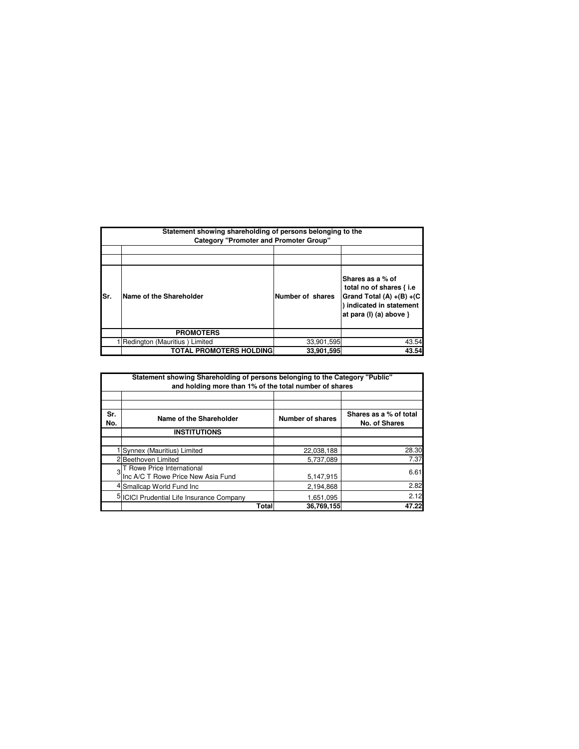**Statement showing shareholding of persons belonging to the Category "Promoter and Promoter Group"**

| Sr. | Name of the Shareholder | Number of shares | Shares as a % of total no of shares { i.e Grand Total (A) +(B) +(C ) indicated in statement at para (I) (a) above } |
|---|---|---|---|
| | **PROMOTERS** | | |
| 1 | Redington (Mauritius ) Limited | 33,901,595 | 43.54 |
| | **TOTAL PROMOTERS HOLDING** | **33,901,595** | **43.54** |

**Statement showing Shareholding of persons belonging to the Category "Public" and holding more than 1% of the total number of shares**

| Sr. No. | Name of the Shareholder | Number of shares | Shares as a % of total No. of Shares |
|---|---|---|---|
| | **INSTITUTIONS** | | |
| 1 | Synnex (Mauritius) Limited | 22,038,188 | 28.30 |
| 2 | Beethoven Limited | 5,737,089 | 7.37 |
| 3 | T Rowe Price International Inc A/C T Rowe Price New Asia Fund | 5,147,915 | 6.61 |
| 4 | Smallcap World Fund Inc | 2,194,868 | 2.82 |
| 5 | ICICI Prudential Life Insurance Company | 1,651,095 | 2.12 |
| | **Total** | **36,769,155** | **47.22** |